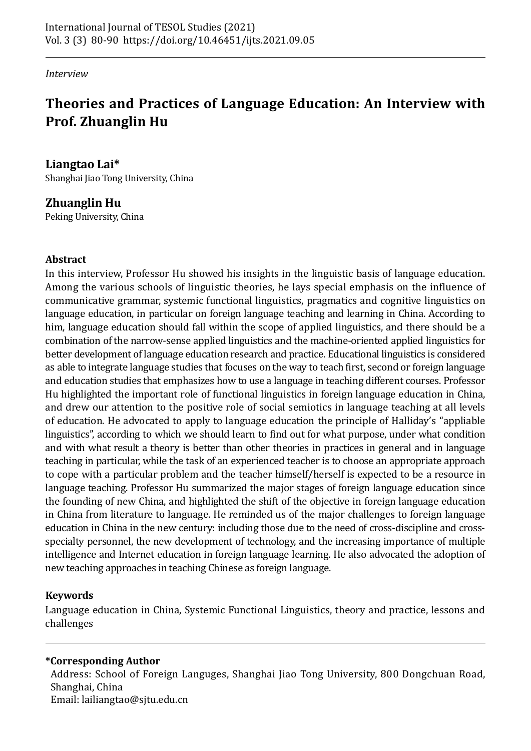*Interview*

# Theories and Practices of Language Education: An Interview with Prof. Zhuanglin Hu

**Liangtao Lai***
Shanghai Jiao Tong University, China

**Zhuanglin Hu**
Peking University, China

### Abstract

In this interview, Professor Hu showed his insights in the linguistic basis of language education. Among the various schools of linguistic theories, he lays special emphasis on the influence of communicative grammar, systemic functional linguistics, pragmatics and cognitive linguistics on language education, in particular on foreign language teaching and learning in China. According to him, language education should fall within the scope of applied linguistics, and there should be a combination of the narrow-sense applied linguistics and the machine-oriented applied linguistics for better development of language education research and practice. Educational linguistics is considered as able to integrate language studies that focuses on the way to teach first, second or foreign language and education studies that emphasizes how to use a language in teaching different courses. Professor Hu highlighted the important role of functional linguistics in foreign language education in China, and drew our attention to the positive role of social semiotics in language teaching at all levels of education. He advocated to apply to language education the principle of Halliday's "appliable linguistics", according to which we should learn to find out for what purpose, under what condition and with what result a theory is better than other theories in practices in general and in language teaching in particular, while the task of an experienced teacher is to choose an appropriate approach to cope with a particular problem and the teacher himself/herself is expected to be a resource in language teaching. Professor Hu summarized the major stages of foreign language education since the founding of new China, and highlighted the shift of the objective in foreign language education in China from literature to language. He reminded us of the major challenges to foreign language education in China in the new century: including those due to the need of cross-discipline and cross-specialty personnel, the new development of technology, and the increasing importance of multiple intelligence and Internet education in foreign language learning. He also advocated the adoption of new teaching approaches in teaching Chinese as foreign language.

### Keywords

Language education in China, Systemic Functional Linguistics, theory and practice, lessons and challenges

---

**\*Corresponding Author**
Address: School of Foreign Languges, Shanghai Jiao Tong University, 800 Dongchuan Road, Shanghai, China
Email: lailiangtao@sjtu.edu.cn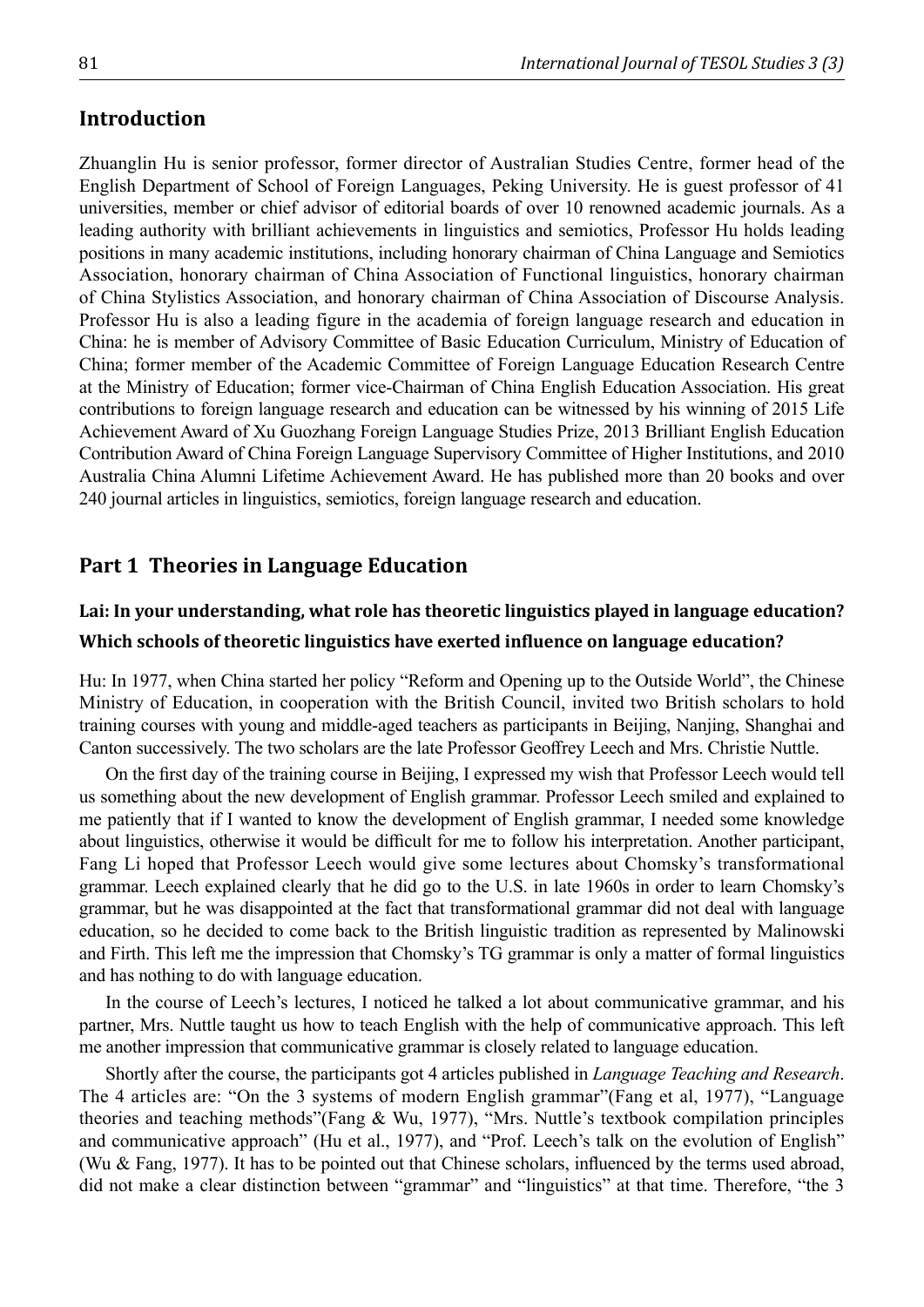## Introduction

Zhuanglin Hu is senior professor, former director of Australian Studies Centre, former head of the English Department of School of Foreign Languages, Peking University. He is guest professor of 41 universities, member or chief advisor of editorial boards of over 10 renowned academic journals. As a leading authority with brilliant achievements in linguistics and semiotics, Professor Hu holds leading positions in many academic institutions, including honorary chairman of China Language and Semiotics Association, honorary chairman of China Association of Functional linguistics, honorary chairman of China Stylistics Association, and honorary chairman of China Association of Discourse Analysis. Professor Hu is also a leading figure in the academia of foreign language research and education in China: he is member of Advisory Committee of Basic Education Curriculum, Ministry of Education of China; former member of the Academic Committee of Foreign Language Education Research Centre at the Ministry of Education; former vice-Chairman of China English Education Association. His great contributions to foreign language research and education can be witnessed by his winning of 2015 Life Achievement Award of Xu Guozhang Foreign Language Studies Prize, 2013 Brilliant English Education Contribution Award of China Foreign Language Supervisory Committee of Higher Institutions, and 2010 Australia China Alumni Lifetime Achievement Award. He has published more than 20 books and over 240 journal articles in linguistics, semiotics, foreign language research and education.

## Part 1 Theories in Language Education

### Lai: In your understanding, what role has theoretic linguistics played in language education? Which schools of theoretic linguistics have exerted influence on language education?

Hu: In 1977, when China started her policy "Reform and Opening up to the Outside World", the Chinese Ministry of Education, in cooperation with the British Council, invited two British scholars to hold training courses with young and middle-aged teachers as participants in Beijing, Nanjing, Shanghai and Canton successively. The two scholars are the late Professor Geoffrey Leech and Mrs. Christie Nuttle.

On the first day of the training course in Beijing, I expressed my wish that Professor Leech would tell us something about the new development of English grammar. Professor Leech smiled and explained to me patiently that if I wanted to know the development of English grammar, I needed some knowledge about linguistics, otherwise it would be difficult for me to follow his interpretation. Another participant, Fang Li hoped that Professor Leech would give some lectures about Chomsky's transformational grammar. Leech explained clearly that he did go to the U.S. in late 1960s in order to learn Chomsky's grammar, but he was disappointed at the fact that transformational grammar did not deal with language education, so he decided to come back to the British linguistic tradition as represented by Malinowski and Firth. This left me the impression that Chomsky's TG grammar is only a matter of formal linguistics and has nothing to do with language education.

In the course of Leech's lectures, I noticed he talked a lot about communicative grammar, and his partner, Mrs. Nuttle taught us how to teach English with the help of communicative approach. This left me another impression that communicative grammar is closely related to language education.

Shortly after the course, the participants got 4 articles published in *Language Teaching and Research*. The 4 articles are: "On the 3 systems of modern English grammar"(Fang et al, 1977), "Language theories and teaching methods"(Fang & Wu, 1977), "Mrs. Nuttle's textbook compilation principles and communicative approach" (Hu et al., 1977), and "Prof. Leech's talk on the evolution of English" (Wu & Fang, 1977). It has to be pointed out that Chinese scholars, influenced by the terms used abroad, did not make a clear distinction between "grammar" and "linguistics" at that time. Therefore, "the 3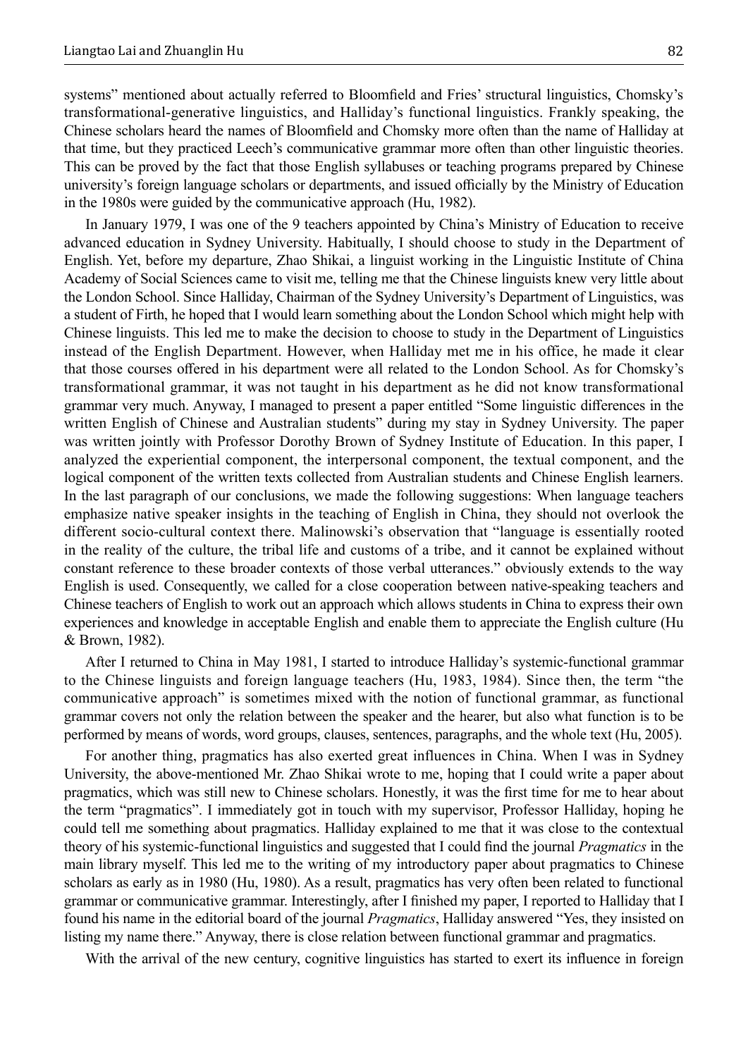systems" mentioned about actually referred to Bloomfield and Fries' structural linguistics, Chomsky's transformational-generative linguistics, and Halliday's functional linguistics. Frankly speaking, the Chinese scholars heard the names of Bloomfield and Chomsky more often than the name of Halliday at that time, but they practiced Leech's communicative grammar more often than other linguistic theories. This can be proved by the fact that those English syllabuses or teaching programs prepared by Chinese university's foreign language scholars or departments, and issued officially by the Ministry of Education in the 1980s were guided by the communicative approach (Hu, 1982).

In January 1979, I was one of the 9 teachers appointed by China's Ministry of Education to receive advanced education in Sydney University. Habitually, I should choose to study in the Department of English. Yet, before my departure, Zhao Shikai, a linguist working in the Linguistic Institute of China Academy of Social Sciences came to visit me, telling me that the Chinese linguists knew very little about the London School. Since Halliday, Chairman of the Sydney University's Department of Linguistics, was a student of Firth, he hoped that I would learn something about the London School which might help with Chinese linguists. This led me to make the decision to choose to study in the Department of Linguistics instead of the English Department. However, when Halliday met me in his office, he made it clear that those courses offered in his department were all related to the London School. As for Chomsky's transformational grammar, it was not taught in his department as he did not know transformational grammar very much. Anyway, I managed to present a paper entitled "Some linguistic differences in the written English of Chinese and Australian students" during my stay in Sydney University. The paper was written jointly with Professor Dorothy Brown of Sydney Institute of Education. In this paper, I analyzed the experiential component, the interpersonal component, the textual component, and the logical component of the written texts collected from Australian students and Chinese English learners. In the last paragraph of our conclusions, we made the following suggestions: When language teachers emphasize native speaker insights in the teaching of English in China, they should not overlook the different socio-cultural context there. Malinowski's observation that "language is essentially rooted in the reality of the culture, the tribal life and customs of a tribe, and it cannot be explained without constant reference to these broader contexts of those verbal utterances." obviously extends to the way English is used. Consequently, we called for a close cooperation between native-speaking teachers and Chinese teachers of English to work out an approach which allows students in China to express their own experiences and knowledge in acceptable English and enable them to appreciate the English culture (Hu & Brown, 1982).

After I returned to China in May 1981, I started to introduce Halliday's systemic-functional grammar to the Chinese linguists and foreign language teachers (Hu, 1983, 1984). Since then, the term "the communicative approach" is sometimes mixed with the notion of functional grammar, as functional grammar covers not only the relation between the speaker and the hearer, but also what function is to be performed by means of words, word groups, clauses, sentences, paragraphs, and the whole text (Hu, 2005).

For another thing, pragmatics has also exerted great influences in China. When I was in Sydney University, the above-mentioned Mr. Zhao Shikai wrote to me, hoping that I could write a paper about pragmatics, which was still new to Chinese scholars. Honestly, it was the first time for me to hear about the term "pragmatics". I immediately got in touch with my supervisor, Professor Halliday, hoping he could tell me something about pragmatics. Halliday explained to me that it was close to the contextual theory of his systemic-functional linguistics and suggested that I could find the journal *Pragmatics* in the main library myself. This led me to the writing of my introductory paper about pragmatics to Chinese scholars as early as in 1980 (Hu, 1980). As a result, pragmatics has very often been related to functional grammar or communicative grammar. Interestingly, after I finished my paper, I reported to Halliday that I found his name in the editorial board of the journal *Pragmatics*, Halliday answered "Yes, they insisted on listing my name there." Anyway, there is close relation between functional grammar and pragmatics.

With the arrival of the new century, cognitive linguistics has started to exert its influence in foreign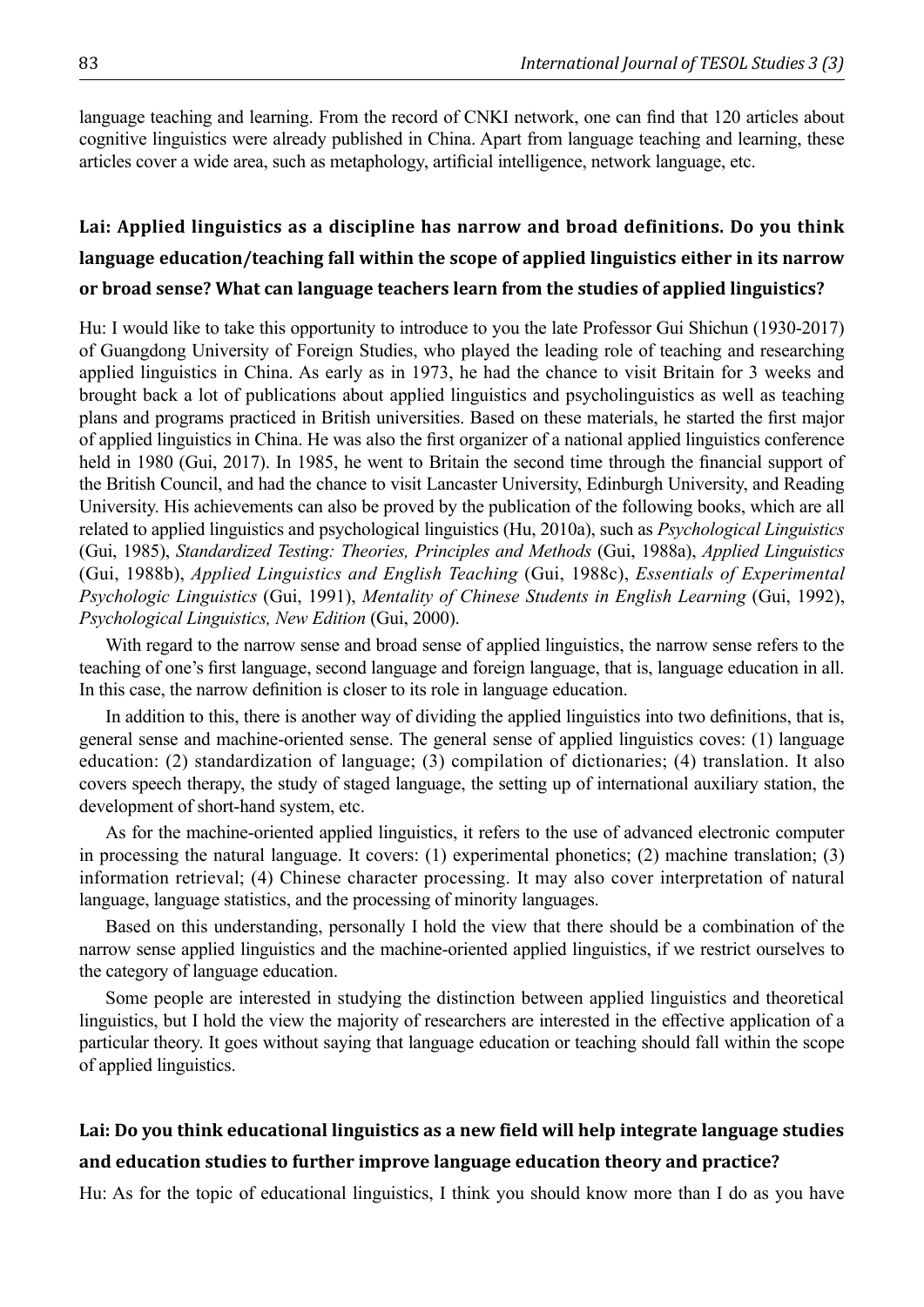language teaching and learning. From the record of CNKI network, one can find that 120 articles about cognitive linguistics were already published in China. Apart from language teaching and learning, these articles cover a wide area, such as metaphology, artificial intelligence, network language, etc.

## Lai: Applied linguistics as a discipline has narrow and broad definitions. Do you think language education/teaching fall within the scope of applied linguistics either in its narrow or broad sense? What can language teachers learn from the studies of applied linguistics?

Hu: I would like to take this opportunity to introduce to you the late Professor Gui Shichun (1930-2017) of Guangdong University of Foreign Studies, who played the leading role of teaching and researching applied linguistics in China. As early as in 1973, he had the chance to visit Britain for 3 weeks and brought back a lot of publications about applied linguistics and psycholinguistics as well as teaching plans and programs practiced in British universities. Based on these materials, he started the first major of applied linguistics in China. He was also the first organizer of a national applied linguistics conference held in 1980 (Gui, 2017). In 1985, he went to Britain the second time through the financial support of the British Council, and had the chance to visit Lancaster University, Edinburgh University, and Reading University. His achievements can also be proved by the publication of the following books, which are all related to applied linguistics and psychological linguistics (Hu, 2010a), such as *Psychological Linguistics* (Gui, 1985), *Standardized Testing: Theories, Principles and Methods* (Gui, 1988a), *Applied Linguistics* (Gui, 1988b), *Applied Linguistics and English Teaching* (Gui, 1988c), *Essentials of Experimental Psychologic Linguistics* (Gui, 1991), *Mentality of Chinese Students in English Learning* (Gui, 1992), *Psychological Linguistics, New Edition* (Gui, 2000).

With regard to the narrow sense and broad sense of applied linguistics, the narrow sense refers to the teaching of one's first language, second language and foreign language, that is, language education in all. In this case, the narrow definition is closer to its role in language education.

In addition to this, there is another way of dividing the applied linguistics into two definitions, that is, general sense and machine-oriented sense. The general sense of applied linguistics coves: (1) language education: (2) standardization of language; (3) compilation of dictionaries; (4) translation. It also covers speech therapy, the study of staged language, the setting up of international auxiliary station, the development of short-hand system, etc.

As for the machine-oriented applied linguistics, it refers to the use of advanced electronic computer in processing the natural language. It covers: (1) experimental phonetics; (2) machine translation; (3) information retrieval; (4) Chinese character processing. It may also cover interpretation of natural language, language statistics, and the processing of minority languages.

Based on this understanding, personally I hold the view that there should be a combination of the narrow sense applied linguistics and the machine-oriented applied linguistics, if we restrict ourselves to the category of language education.

Some people are interested in studying the distinction between applied linguistics and theoretical linguistics, but I hold the view the majority of researchers are interested in the effective application of a particular theory. It goes without saying that language education or teaching should fall within the scope of applied linguistics.

## Lai: Do you think educational linguistics as a new field will help integrate language studies and education studies to further improve language education theory and practice?

Hu: As for the topic of educational linguistics, I think you should know more than I do as you have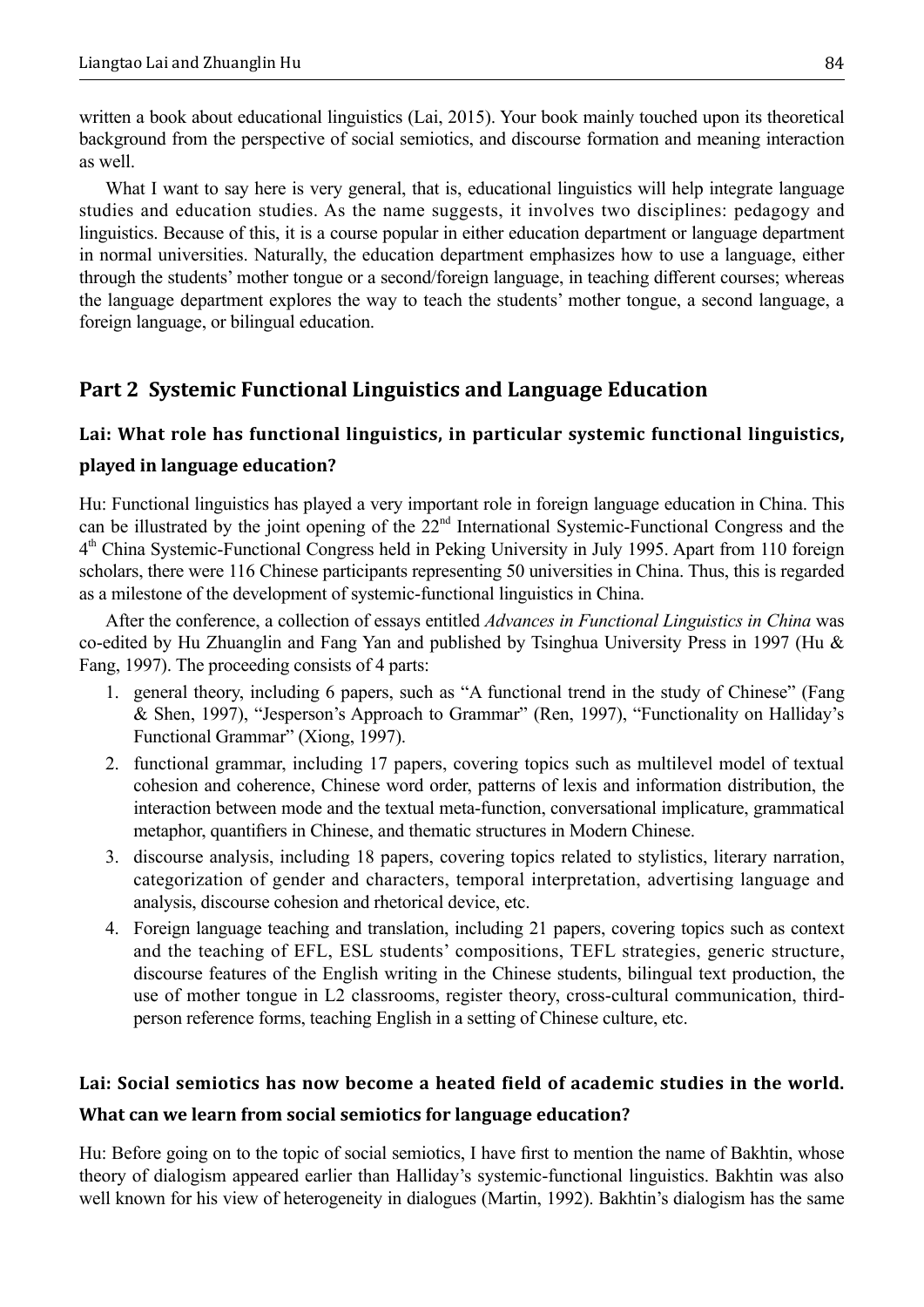written a book about educational linguistics (Lai, 2015). Your book mainly touched upon its theoretical background from the perspective of social semiotics, and discourse formation and meaning interaction as well.

What I want to say here is very general, that is, educational linguistics will help integrate language studies and education studies. As the name suggests, it involves two disciplines: pedagogy and linguistics. Because of this, it is a course popular in either education department or language department in normal universities. Naturally, the education department emphasizes how to use a language, either through the students' mother tongue or a second/foreign language, in teaching different courses; whereas the language department explores the way to teach the students' mother tongue, a second language, a foreign language, or bilingual education.

## Part 2 Systemic Functional Linguistics and Language Education

### Lai: What role has functional linguistics, in particular systemic functional linguistics, played in language education?

Hu: Functional linguistics has played a very important role in foreign language education in China. This can be illustrated by the joint opening of the 22nd International Systemic-Functional Congress and the 4th China Systemic-Functional Congress held in Peking University in July 1995. Apart from 110 foreign scholars, there were 116 Chinese participants representing 50 universities in China. Thus, this is regarded as a milestone of the development of systemic-functional linguistics in China.

After the conference, a collection of essays entitled *Advances in Functional Linguistics in China* was co-edited by Hu Zhuanglin and Fang Yan and published by Tsinghua University Press in 1997 (Hu & Fang, 1997). The proceeding consists of 4 parts:

1. general theory, including 6 papers, such as "A functional trend in the study of Chinese" (Fang & Shen, 1997), "Jesperson's Approach to Grammar" (Ren, 1997), "Functionality on Halliday's Functional Grammar" (Xiong, 1997).
2. functional grammar, including 17 papers, covering topics such as multilevel model of textual cohesion and coherence, Chinese word order, patterns of lexis and information distribution, the interaction between mode and the textual meta-function, conversational implicature, grammatical metaphor, quantifiers in Chinese, and thematic structures in Modern Chinese.
3. discourse analysis, including 18 papers, covering topics related to stylistics, literary narration, categorization of gender and characters, temporal interpretation, advertising language and analysis, discourse cohesion and rhetorical device, etc.
4. Foreign language teaching and translation, including 21 papers, covering topics such as context and the teaching of EFL, ESL students' compositions, TEFL strategies, generic structure, discourse features of the English writing in the Chinese students, bilingual text production, the use of mother tongue in L2 classrooms, register theory, cross-cultural communication, third-person reference forms, teaching English in a setting of Chinese culture, etc.

### Lai: Social semiotics has now become a heated field of academic studies in the world. What can we learn from social semiotics for language education?

Hu: Before going on to the topic of social semiotics, I have first to mention the name of Bakhtin, whose theory of dialogism appeared earlier than Halliday's systemic-functional linguistics. Bakhtin was also well known for his view of heterogeneity in dialogues (Martin, 1992). Bakhtin's dialogism has the same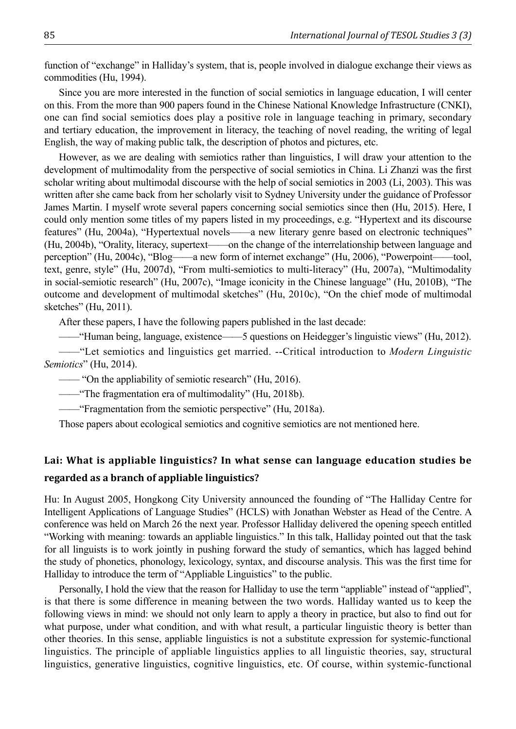function of "exchange" in Halliday's system, that is, people involved in dialogue exchange their views as commodities (Hu, 1994).

Since you are more interested in the function of social semiotics in language education, I will center on this. From the more than 900 papers found in the Chinese National Knowledge Infrastructure (CNKI), one can find social semiotics does play a positive role in language teaching in primary, secondary and tertiary education, the improvement in literacy, the teaching of novel reading, the writing of legal English, the way of making public talk, the description of photos and pictures, etc.

However, as we are dealing with semiotics rather than linguistics, I will draw your attention to the development of multimodality from the perspective of social semiotics in China. Li Zhanzi was the first scholar writing about multimodal discourse with the help of social semiotics in 2003 (Li, 2003). This was written after she came back from her scholarly visit to Sydney University under the guidance of Professor James Martin. I myself wrote several papers concerning social semiotics since then (Hu, 2015). Here, I could only mention some titles of my papers listed in my proceedings, e.g. "Hypertext and its discourse features" (Hu, 2004a), "Hypertextual novels——a new literary genre based on electronic techniques" (Hu, 2004b), "Orality, literacy, supertext——on the change of the interrelationship between language and perception" (Hu, 2004c), "Blog——a new form of internet exchange" (Hu, 2006), "Powerpoint——tool, text, genre, style" (Hu, 2007d), "From multi-semiotics to multi-literacy" (Hu, 2007a), "Multimodality in social-semiotic research" (Hu, 2007c), "Image iconicity in the Chinese language" (Hu, 2010B), "The outcome and development of multimodal sketches" (Hu, 2010c), "On the chief mode of multimodal sketches" (Hu, 2011).

After these papers, I have the following papers published in the last decade:

——"Human being, language, existence——5 questions on Heidegger's linguistic views" (Hu, 2012).

——"Let semiotics and linguistics get married. --Critical introduction to *Modern Linguistic Semiotics*" (Hu, 2014).

—— "On the appliability of semiotic research" (Hu, 2016).

——"The fragmentation era of multimodality" (Hu, 2018b).

——"Fragmentation from the semiotic perspective" (Hu, 2018a).

Those papers about ecological semiotics and cognitive semiotics are not mentioned here.

## Lai: What is appliable linguistics? In what sense can language education studies be regarded as a branch of appliable linguistics?

Hu: In August 2005, Hongkong City University announced the founding of "The Halliday Centre for Intelligent Applications of Language Studies" (HCLS) with Jonathan Webster as Head of the Centre. A conference was held on March 26 the next year. Professor Halliday delivered the opening speech entitled "Working with meaning: towards an appliable linguistics." In this talk, Halliday pointed out that the task for all linguists is to work jointly in pushing forward the study of semantics, which has lagged behind the study of phonetics, phonology, lexicology, syntax, and discourse analysis. This was the first time for Halliday to introduce the term of "Appliable Linguistics" to the public.

Personally, I hold the view that the reason for Halliday to use the term "appliable" instead of "applied", is that there is some difference in meaning between the two words. Halliday wanted us to keep the following views in mind: we should not only learn to apply a theory in practice, but also to find out for what purpose, under what condition, and with what result, a particular linguistic theory is better than other theories. In this sense, appliable linguistics is not a substitute expression for systemic-functional linguistics. The principle of appliable linguistics applies to all linguistic theories, say, structural linguistics, generative linguistics, cognitive linguistics, etc. Of course, within systemic-functional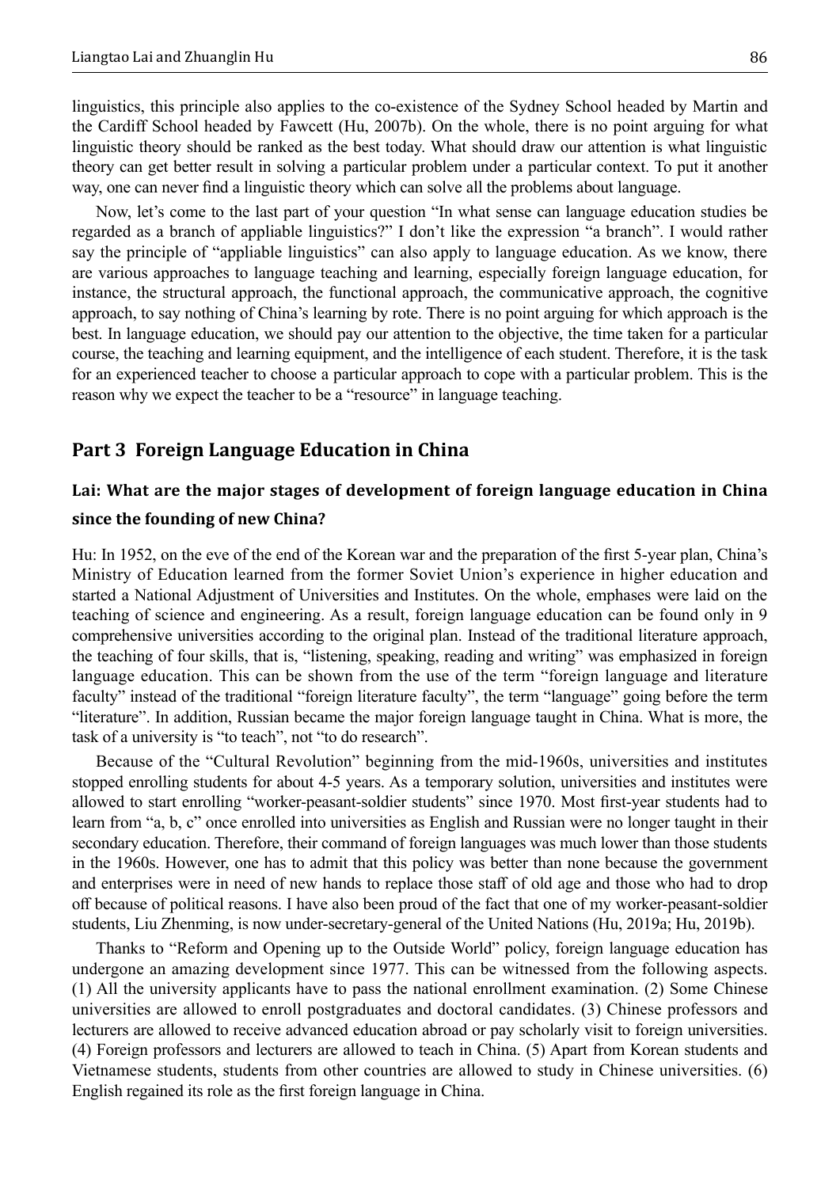linguistics, this principle also applies to the co-existence of the Sydney School headed by Martin and the Cardiff School headed by Fawcett (Hu, 2007b). On the whole, there is no point arguing for what linguistic theory should be ranked as the best today. What should draw our attention is what linguistic theory can get better result in solving a particular problem under a particular context. To put it another way, one can never find a linguistic theory which can solve all the problems about language.

Now, let's come to the last part of your question "In what sense can language education studies be regarded as a branch of appliable linguistics?" I don't like the expression "a branch". I would rather say the principle of "appliable linguistics" can also apply to language education. As we know, there are various approaches to language teaching and learning, especially foreign language education, for instance, the structural approach, the functional approach, the communicative approach, the cognitive approach, to say nothing of China's learning by rote. There is no point arguing for which approach is the best. In language education, we should pay our attention to the objective, the time taken for a particular course, the teaching and learning equipment, and the intelligence of each student. Therefore, it is the task for an experienced teacher to choose a particular approach to cope with a particular problem. This is the reason why we expect the teacher to be a "resource" in language teaching.

## Part 3 Foreign Language Education in China

### Lai: What are the major stages of development of foreign language education in China since the founding of new China?

Hu: In 1952, on the eve of the end of the Korean war and the preparation of the first 5-year plan, China's Ministry of Education learned from the former Soviet Union's experience in higher education and started a National Adjustment of Universities and Institutes. On the whole, emphases were laid on the teaching of science and engineering. As a result, foreign language education can be found only in 9 comprehensive universities according to the original plan. Instead of the traditional literature approach, the teaching of four skills, that is, "listening, speaking, reading and writing" was emphasized in foreign language education. This can be shown from the use of the term "foreign language and literature faculty" instead of the traditional "foreign literature faculty", the term "language" going before the term "literature". In addition, Russian became the major foreign language taught in China. What is more, the task of a university is "to teach", not "to do research".

Because of the "Cultural Revolution" beginning from the mid-1960s, universities and institutes stopped enrolling students for about 4-5 years. As a temporary solution, universities and institutes were allowed to start enrolling "worker-peasant-soldier students" since 1970. Most first-year students had to learn from "a, b, c" once enrolled into universities as English and Russian were no longer taught in their secondary education. Therefore, their command of foreign languages was much lower than those students in the 1960s. However, one has to admit that this policy was better than none because the government and enterprises were in need of new hands to replace those staff of old age and those who had to drop off because of political reasons. I have also been proud of the fact that one of my worker-peasant-soldier students, Liu Zhenming, is now under-secretary-general of the United Nations (Hu, 2019a; Hu, 2019b).

Thanks to "Reform and Opening up to the Outside World" policy, foreign language education has undergone an amazing development since 1977. This can be witnessed from the following aspects. (1) All the university applicants have to pass the national enrollment examination. (2) Some Chinese universities are allowed to enroll postgraduates and doctoral candidates. (3) Chinese professors and lecturers are allowed to receive advanced education abroad or pay scholarly visit to foreign universities. (4) Foreign professors and lecturers are allowed to teach in China. (5) Apart from Korean students and Vietnamese students, students from other countries are allowed to study in Chinese universities. (6) English regained its role as the first foreign language in China.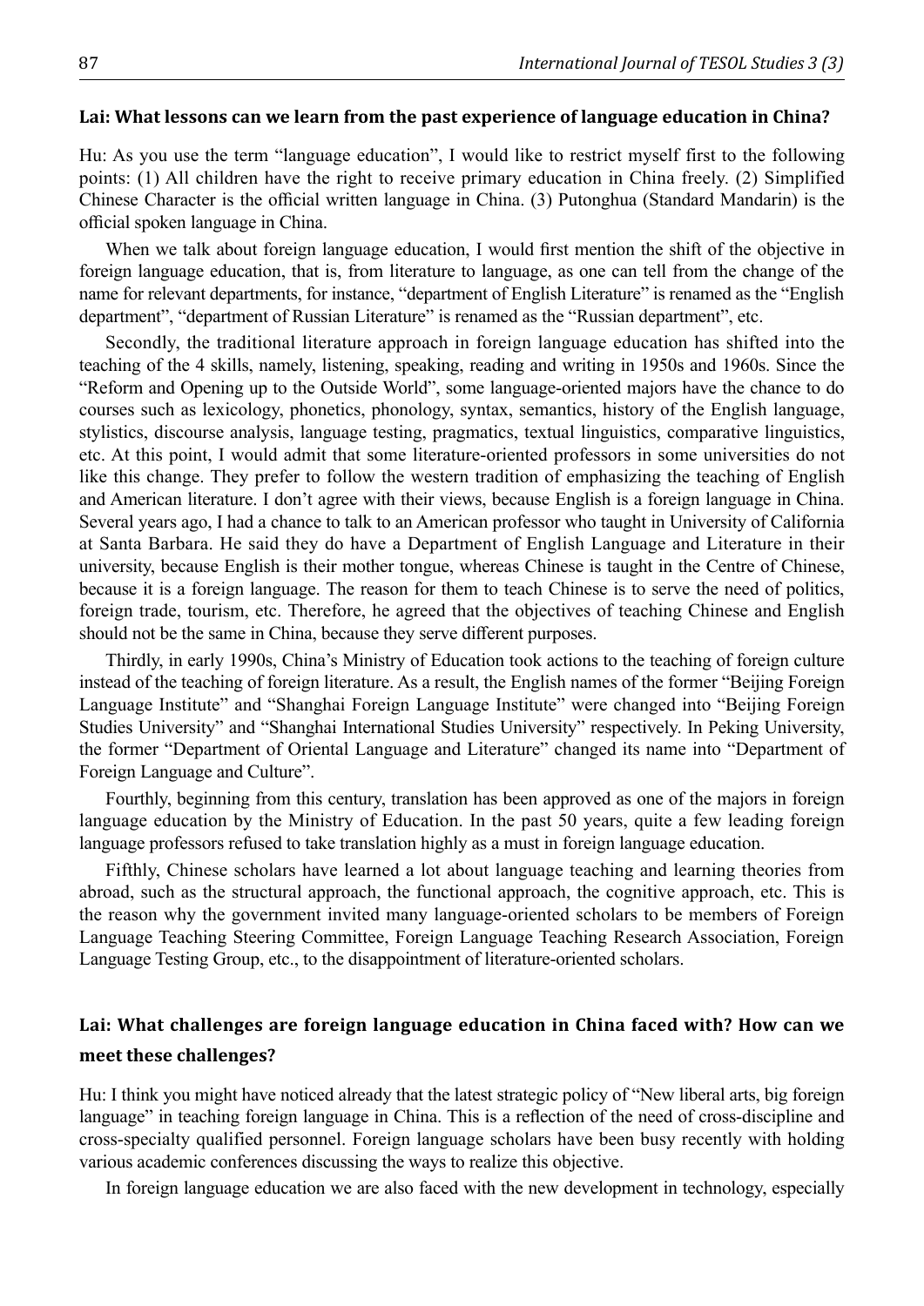**Lai: What lessons can we learn from the past experience of language education in China?**

Hu: As you use the term "language education", I would like to restrict myself first to the following points: (1) All children have the right to receive primary education in China freely. (2) Simplified Chinese Character is the official written language in China. (3) Putonghua (Standard Mandarin) is the official spoken language in China.

When we talk about foreign language education, I would first mention the shift of the objective in foreign language education, that is, from literature to language, as one can tell from the change of the name for relevant departments, for instance, "department of English Literature" is renamed as the "English department", "department of Russian Literature" is renamed as the "Russian department", etc.

Secondly, the traditional literature approach in foreign language education has shifted into the teaching of the 4 skills, namely, listening, speaking, reading and writing in 1950s and 1960s. Since the "Reform and Opening up to the Outside World", some language-oriented majors have the chance to do courses such as lexicology, phonetics, phonology, syntax, semantics, history of the English language, stylistics, discourse analysis, language testing, pragmatics, textual linguistics, comparative linguistics, etc. At this point, I would admit that some literature-oriented professors in some universities do not like this change. They prefer to follow the western tradition of emphasizing the teaching of English and American literature. I don't agree with their views, because English is a foreign language in China. Several years ago, I had a chance to talk to an American professor who taught in University of California at Santa Barbara. He said they do have a Department of English Language and Literature in their university, because English is their mother tongue, whereas Chinese is taught in the Centre of Chinese, because it is a foreign language. The reason for them to teach Chinese is to serve the need of politics, foreign trade, tourism, etc. Therefore, he agreed that the objectives of teaching Chinese and English should not be the same in China, because they serve different purposes.

Thirdly, in early 1990s, China's Ministry of Education took actions to the teaching of foreign culture instead of the teaching of foreign literature. As a result, the English names of the former "Beijing Foreign Language Institute" and "Shanghai Foreign Language Institute" were changed into "Beijing Foreign Studies University" and "Shanghai International Studies University" respectively. In Peking University, the former "Department of Oriental Language and Literature" changed its name into "Department of Foreign Language and Culture".

Fourthly, beginning from this century, translation has been approved as one of the majors in foreign language education by the Ministry of Education. In the past 50 years, quite a few leading foreign language professors refused to take translation highly as a must in foreign language education.

Fifthly, Chinese scholars have learned a lot about language teaching and learning theories from abroad, such as the structural approach, the functional approach, the cognitive approach, etc. This is the reason why the government invited many language-oriented scholars to be members of Foreign Language Teaching Steering Committee, Foreign Language Teaching Research Association, Foreign Language Testing Group, etc., to the disappointment of literature-oriented scholars.

**Lai: What challenges are foreign language education in China faced with? How can we meet these challenges?**

Hu: I think you might have noticed already that the latest strategic policy of "New liberal arts, big foreign language" in teaching foreign language in China. This is a reflection of the need of cross-discipline and cross-specialty qualified personnel. Foreign language scholars have been busy recently with holding various academic conferences discussing the ways to realize this objective.

In foreign language education we are also faced with the new development in technology, especially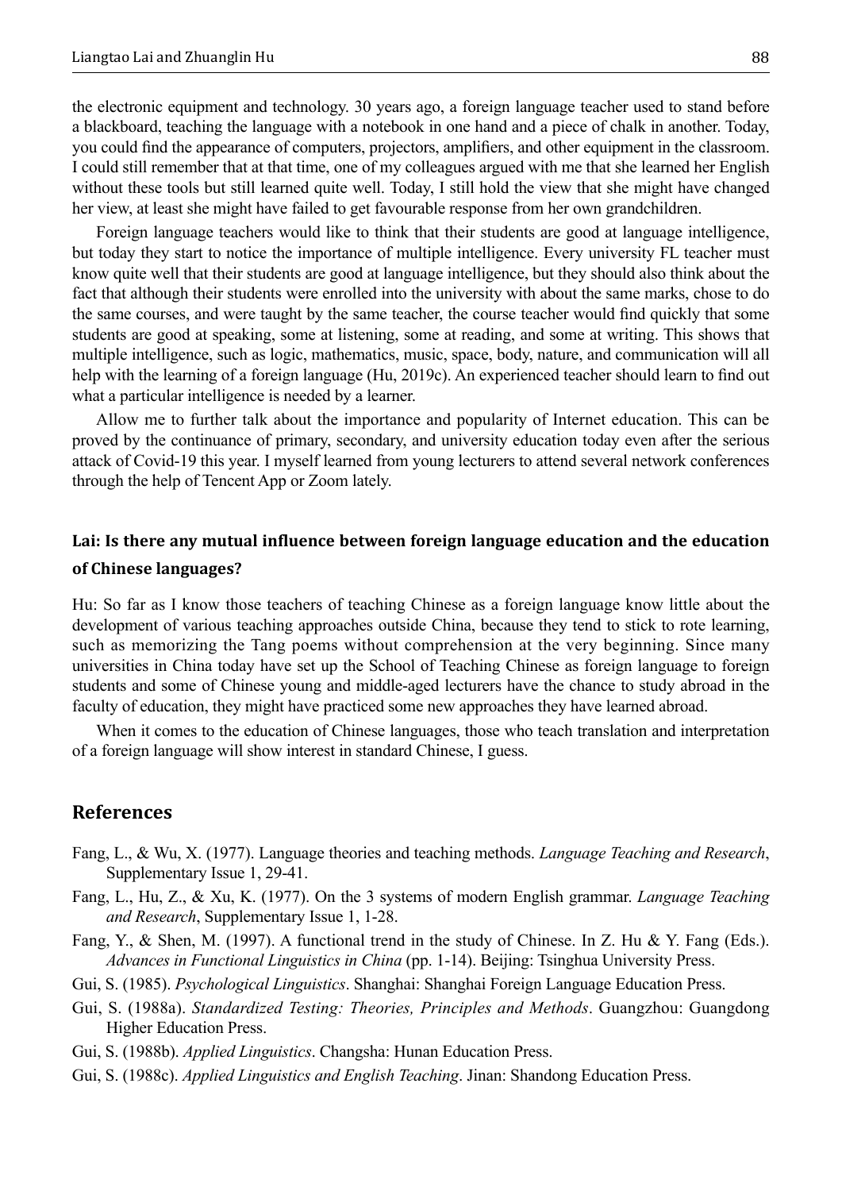the electronic equipment and technology. 30 years ago, a foreign language teacher used to stand before a blackboard, teaching the language with a notebook in one hand and a piece of chalk in another. Today, you could find the appearance of computers, projectors, amplifiers, and other equipment in the classroom. I could still remember that at that time, one of my colleagues argued with me that she learned her English without these tools but still learned quite well. Today, I still hold the view that she might have changed her view, at least she might have failed to get favourable response from her own grandchildren.

Foreign language teachers would like to think that their students are good at language intelligence, but today they start to notice the importance of multiple intelligence. Every university FL teacher must know quite well that their students are good at language intelligence, but they should also think about the fact that although their students were enrolled into the university with about the same marks, chose to do the same courses, and were taught by the same teacher, the course teacher would find quickly that some students are good at speaking, some at listening, some at reading, and some at writing. This shows that multiple intelligence, such as logic, mathematics, music, space, body, nature, and communication will all help with the learning of a foreign language (Hu, 2019c). An experienced teacher should learn to find out what a particular intelligence is needed by a learner.

Allow me to further talk about the importance and popularity of Internet education. This can be proved by the continuance of primary, secondary, and university education today even after the serious attack of Covid-19 this year. I myself learned from young lecturers to attend several network conferences through the help of Tencent App or Zoom lately.

### Lai: Is there any mutual influence between foreign language education and the education of Chinese languages?

Hu: So far as I know those teachers of teaching Chinese as a foreign language know little about the development of various teaching approaches outside China, because they tend to stick to rote learning, such as memorizing the Tang poems without comprehension at the very beginning. Since many universities in China today have set up the School of Teaching Chinese as foreign language to foreign students and some of Chinese young and middle-aged lecturers have the chance to study abroad in the faculty of education, they might have practiced some new approaches they have learned abroad.

When it comes to the education of Chinese languages, those who teach translation and interpretation of a foreign language will show interest in standard Chinese, I guess.

## References

Fang, L., & Wu, X. (1977). Language theories and teaching methods. *Language Teaching and Research*, Supplementary Issue 1, 29-41.

Fang, L., Hu, Z., & Xu, K. (1977). On the 3 systems of modern English grammar. *Language Teaching and Research*, Supplementary Issue 1, 1-28.

Fang, Y., & Shen, M. (1997). A functional trend in the study of Chinese. In Z. Hu & Y. Fang (Eds.). *Advances in Functional Linguistics in China* (pp. 1-14). Beijing: Tsinghua University Press.

Gui, S. (1985). *Psychological Linguistics*. Shanghai: Shanghai Foreign Language Education Press.

Gui, S. (1988a). *Standardized Testing: Theories, Principles and Methods*. Guangzhou: Guangdong Higher Education Press.

Gui, S. (1988b). *Applied Linguistics*. Changsha: Hunan Education Press.

Gui, S. (1988c). *Applied Linguistics and English Teaching*. Jinan: Shandong Education Press.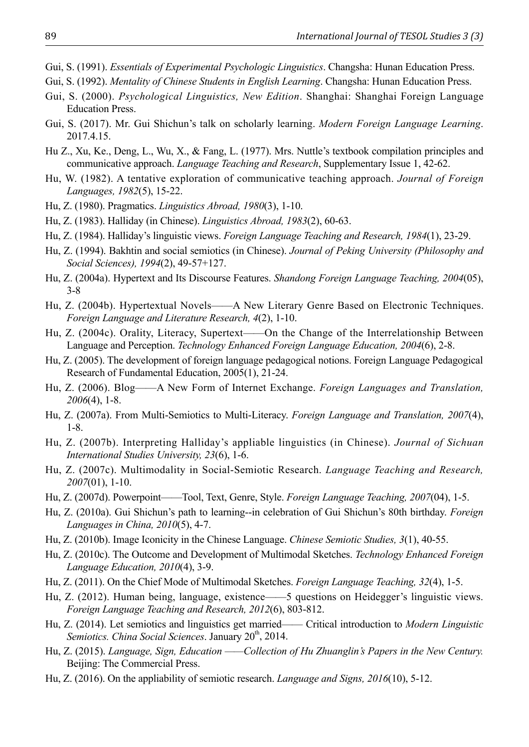Gui, S. (1991). *Essentials of Experimental Psychologic Linguistics*. Changsha: Hunan Education Press.

Gui, S. (1992). *Mentality of Chinese Students in English Learning*. Changsha: Hunan Education Press.

Gui, S. (2000). *Psychological Linguistics, New Edition*. Shanghai: Shanghai Foreign Language Education Press.

Gui, S. (2017). Mr. Gui Shichun's talk on scholarly learning. *Modern Foreign Language Learning*. 2017.4.15.

Hu Z., Xu, Ke., Deng, L., Wu, X., & Fang, L. (1977). Mrs. Nuttle's textbook compilation principles and communicative approach. *Language Teaching and Research*, Supplementary Issue 1, 42-62.

Hu, W. (1982). A tentative exploration of communicative teaching approach. *Journal of Foreign Languages, 1982*(5), 15-22.

Hu, Z. (1980). Pragmatics. *Linguistics Abroad, 1980*(3), 1-10.

Hu, Z. (1983). Halliday (in Chinese). *Linguistics Abroad, 1983*(2), 60-63.

Hu, Z. (1984). Halliday's linguistic views. *Foreign Language Teaching and Research, 1984*(1), 23-29.

Hu, Z. (1994). Bakhtin and social semiotics (in Chinese). *Journal of Peking University (Philosophy and Social Sciences), 1994*(2), 49-57+127.

Hu, Z. (2004a). Hypertext and Its Discourse Features. *Shandong Foreign Language Teaching, 2004*(05), 3-8

Hu, Z. (2004b). Hypertextual Novels——A New Literary Genre Based on Electronic Techniques. *Foreign Language and Literature Research, 4*(2), 1-10.

Hu, Z. (2004c). Orality, Literacy, Supertext——On the Change of the Interrelationship Between Language and Perception. *Technology Enhanced Foreign Language Education, 2004*(6), 2-8.

Hu, Z. (2005). The development of foreign language pedagogical notions. Foreign Language Pedagogical Research of Fundamental Education, 2005(1), 21-24.

Hu, Z. (2006). Blog——A New Form of Internet Exchange. *Foreign Languages and Translation, 2006*(4), 1-8.

Hu, Z. (2007a). From Multi-Semiotics to Multi-Literacy. *Foreign Language and Translation, 2007*(4), 1-8.

Hu, Z. (2007b). Interpreting Halliday's appliable linguistics (in Chinese). *Journal of Sichuan International Studies University, 23*(6), 1-6.

Hu, Z. (2007c). Multimodality in Social-Semiotic Research. *Language Teaching and Research, 2007*(01), 1-10.

Hu, Z. (2007d). Powerpoint——Tool, Text, Genre, Style. *Foreign Language Teaching, 2007*(04), 1-5.

Hu, Z. (2010a). Gui Shichun's path to learning--in celebration of Gui Shichun's 80th birthday. *Foreign Languages in China, 2010*(5), 4-7.

Hu, Z. (2010b). Image Iconicity in the Chinese Language. *Chinese Semiotic Studies, 3*(1), 40-55.

Hu, Z. (2010c). The Outcome and Development of Multimodal Sketches. *Technology Enhanced Foreign Language Education, 2010*(4), 3-9.

Hu, Z. (2011). On the Chief Mode of Multimodal Sketches. *Foreign Language Teaching, 32*(4), 1-5.

Hu, Z. (2012). Human being, language, existence——5 questions on Heidegger's linguistic views. *Foreign Language Teaching and Research, 2012*(6), 803-812.

Hu, Z. (2014). Let semiotics and linguistics get married—— Critical introduction to *Modern Linguistic Semiotics. China Social Sciences*. January 20th, 2014.

Hu, Z. (2015). *Language, Sign, Education ——Collection of Hu Zhuanglin's Papers in the New Century.* Beijing: The Commercial Press.

Hu, Z. (2016). On the appliability of semiotic research. *Language and Signs, 2016*(10), 5-12.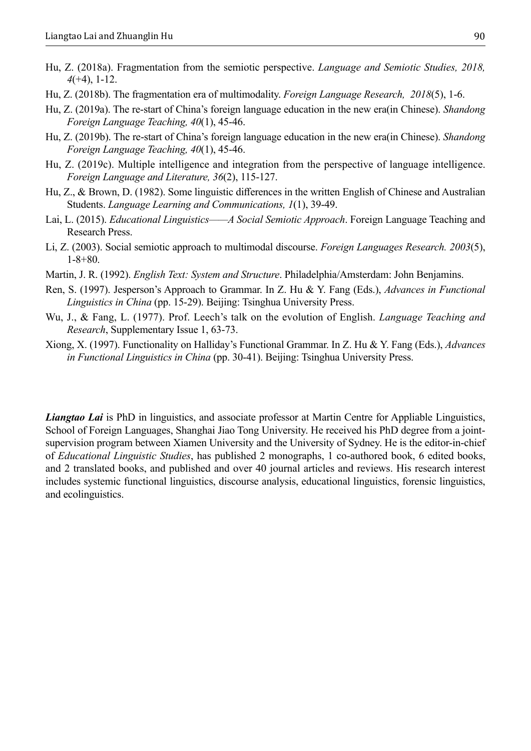Hu, Z. (2018a). Fragmentation from the semiotic perspective. *Language and Semiotic Studies, 2018, 4*(+4), 1-12.

Hu, Z. (2018b). The fragmentation era of multimodality. *Foreign Language Research, 2018*(5), 1-6.

Hu, Z. (2019a). The re-start of China's foreign language education in the new era(in Chinese). *Shandong Foreign Language Teaching, 40*(1), 45-46.

Hu, Z. (2019b). The re-start of China's foreign language education in the new era(in Chinese). *Shandong Foreign Language Teaching, 40*(1), 45-46.

Hu, Z. (2019c). Multiple intelligence and integration from the perspective of language intelligence. *Foreign Language and Literature, 36*(2), 115-127.

Hu, Z., & Brown, D. (1982). Some linguistic differences in the written English of Chinese and Australian Students. *Language Learning and Communications, 1*(1), 39-49.

Lai, L. (2015). *Educational Linguistics——A Social Semiotic Approach*. Foreign Language Teaching and Research Press.

Li, Z. (2003). Social semiotic approach to multimodal discourse. *Foreign Languages Research. 2003*(5), 1-8+80.

Martin, J. R. (1992). *English Text: System and Structure*. Philadelphia/Amsterdam: John Benjamins.

Ren, S. (1997). Jesperson's Approach to Grammar. In Z. Hu & Y. Fang (Eds.), *Advances in Functional Linguistics in China* (pp. 15-29). Beijing: Tsinghua University Press.

Wu, J., & Fang, L. (1977). Prof. Leech's talk on the evolution of English. *Language Teaching and Research*, Supplementary Issue 1, 63-73.

Xiong, X. (1997). Functionality on Halliday's Functional Grammar. In Z. Hu & Y. Fang (Eds.), *Advances in Functional Linguistics in China* (pp. 30-41). Beijing: Tsinghua University Press.

***Liangtao Lai*** is PhD in linguistics, and associate professor at Martin Centre for Appliable Linguistics, School of Foreign Languages, Shanghai Jiao Tong University. He received his PhD degree from a joint-supervision program between Xiamen University and the University of Sydney. He is the editor-in-chief of *Educational Linguistic Studies*, has published 2 monographs, 1 co-authored book, 6 edited books, and 2 translated books, and published and over 40 journal articles and reviews. His research interest includes systemic functional linguistics, discourse analysis, educational linguistics, forensic linguistics, and ecolinguistics.